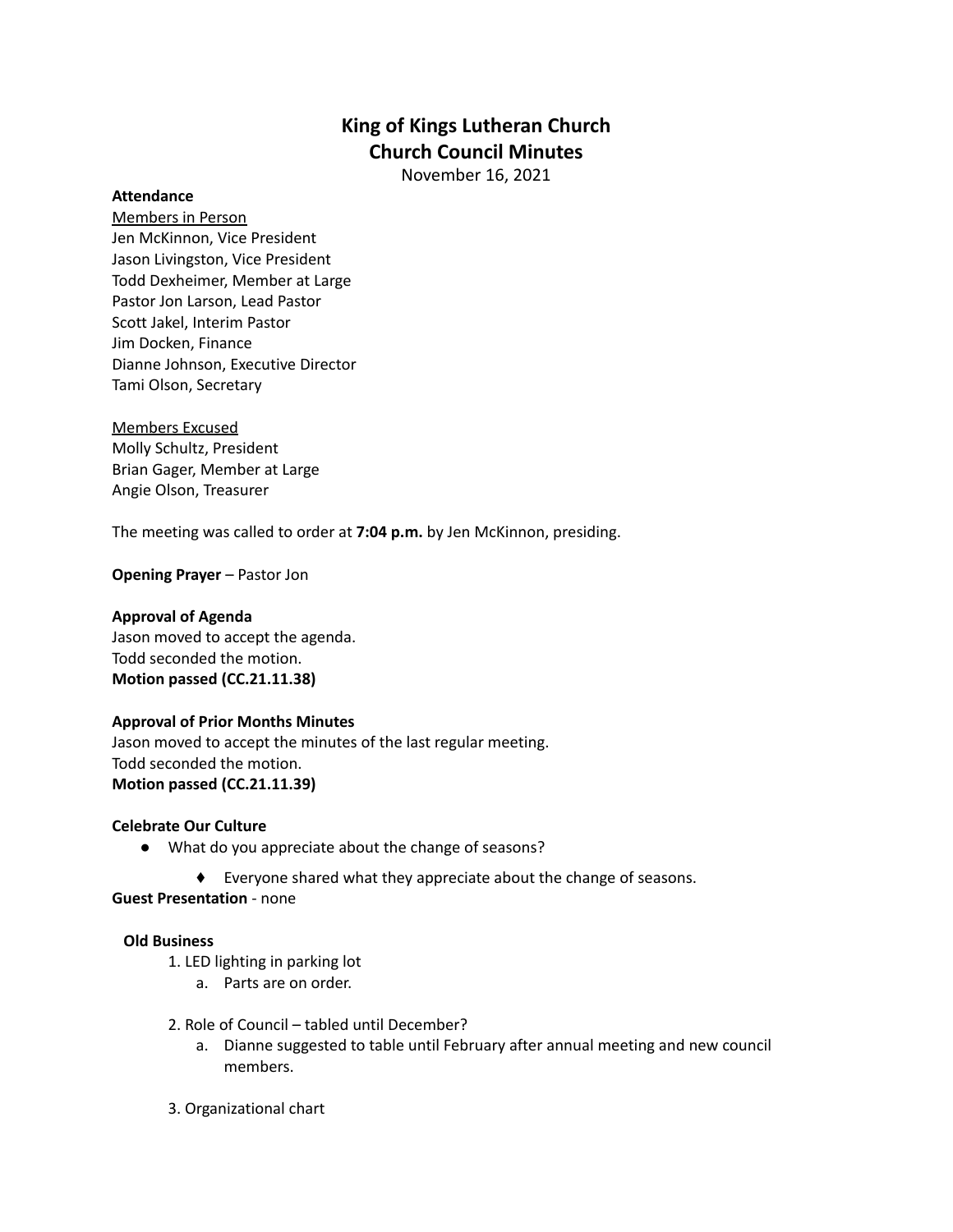# King of Kings Lutheran Church
# Church Council Minutes

November 16, 2021

**Attendance**

Members in Person
Jen McKinnon, Vice President
Jason Livingston, Vice President
Todd Dexheimer, Member at Large
Pastor Jon Larson, Lead Pastor
Scott Jakel, Interim Pastor
Jim Docken, Finance
Dianne Johnson, Executive Director
Tami Olson, Secretary

Members Excused
Molly Schultz, President
Brian Gager, Member at Large
Angie Olson, Treasurer

The meeting was called to order at **7:04 p.m.** by Jen McKinnon, presiding.

**Opening Prayer** – Pastor Jon

**Approval of Agenda**
Jason moved to accept the agenda.
Todd seconded the motion.
**Motion passed (CC.21.11.38)**

**Approval of Prior Months Minutes**
Jason moved to accept the minutes of the last regular meeting.
Todd seconded the motion.
**Motion passed (CC.21.11.39)**

**Celebrate Our Culture**

- What do you appreciate about the change of seasons?
  - Everyone shared what they appreciate about the change of seasons.

**Guest Presentation** - none

**Old Business**

1. LED lighting in parking lot
   a. Parts are on order.
2. Role of Council – tabled until December?
   a. Dianne suggested to table until February after annual meeting and new council members.
3. Organizational chart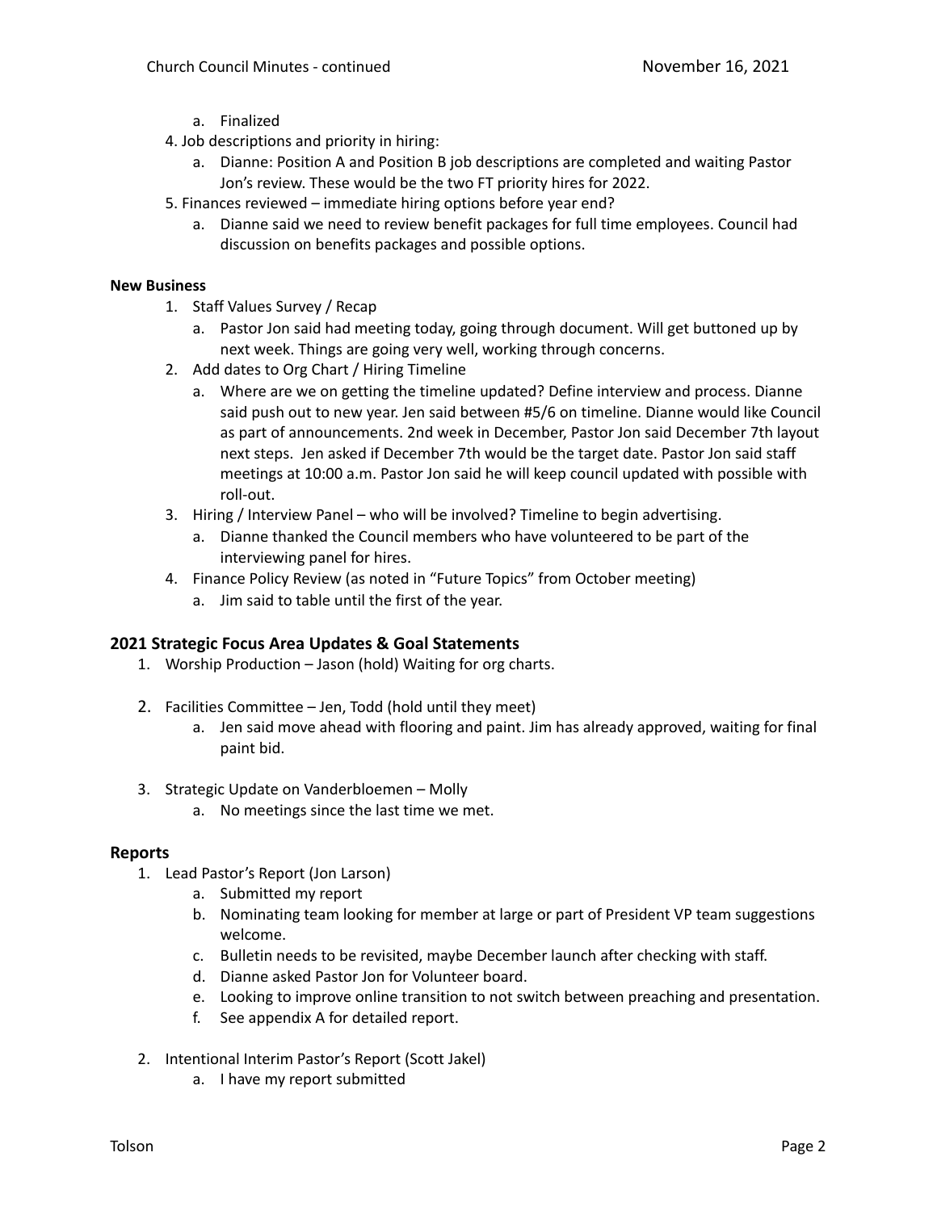a. Finalized

4. Job descriptions and priority in hiring:
   a. Dianne: Position A and Position B job descriptions are completed and waiting Pastor Jon's review. These would be the two FT priority hires for 2022.
5. Finances reviewed – immediate hiring options before year end?
   a. Dianne said we need to review benefit packages for full time employees. Council had discussion on benefits packages and possible options.

**New Business**

1. Staff Values Survey / Recap
   a. Pastor Jon said had meeting today, going through document. Will get buttoned up by next week. Things are going very well, working through concerns.
2. Add dates to Org Chart / Hiring Timeline
   a. Where are we on getting the timeline updated? Define interview and process. Dianne said push out to new year. Jen said between #5/6 on timeline. Dianne would like Council as part of announcements. 2nd week in December, Pastor Jon said December 7th layout next steps. Jen asked if December 7th would be the target date. Pastor Jon said staff meetings at 10:00 a.m. Pastor Jon said he will keep council updated with possible with roll-out.
3. Hiring / Interview Panel – who will be involved? Timeline to begin advertising.
   a. Dianne thanked the Council members who have volunteered to be part of the interviewing panel for hires.
4. Finance Policy Review (as noted in "Future Topics" from October meeting)
   a. Jim said to table until the first of the year.

## 2021 Strategic Focus Area Updates & Goal Statements

1. Worship Production – Jason (hold) Waiting for org charts.
2. Facilities Committee – Jen, Todd (hold until they meet)
   a. Jen said move ahead with flooring and paint. Jim has already approved, waiting for final paint bid.
3. Strategic Update on Vanderbloemen – Molly
   a. No meetings since the last time we met.

## Reports

1. Lead Pastor's Report (Jon Larson)
   a. Submitted my report
   b. Nominating team looking for member at large or part of President VP team suggestions welcome.
   c. Bulletin needs to be revisited, maybe December launch after checking with staff.
   d. Dianne asked Pastor Jon for Volunteer board.
   e. Looking to improve online transition to not switch between preaching and presentation.
   f. See appendix A for detailed report.
2. Intentional Interim Pastor's Report (Scott Jakel)
   a. I have my report submitted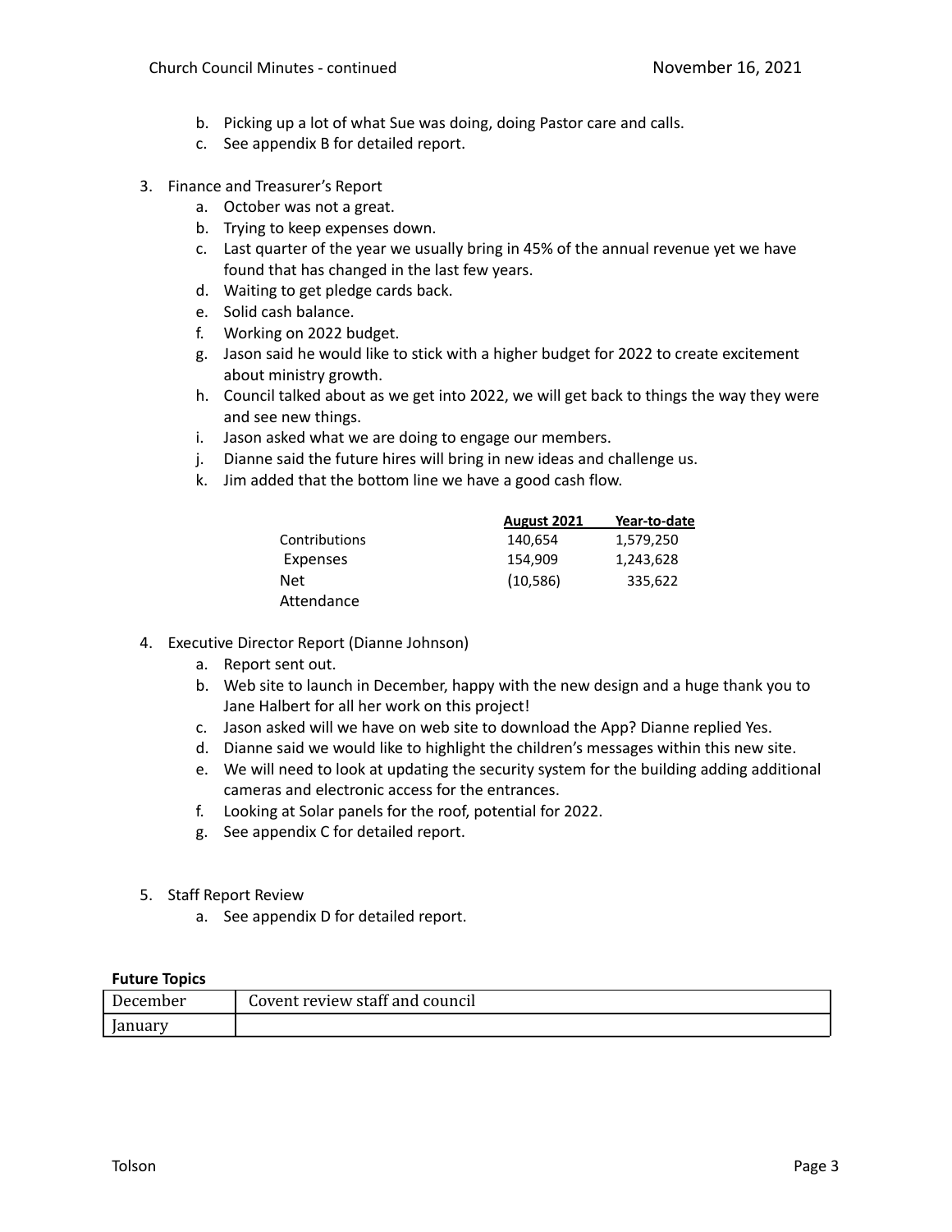b. Picking up a lot of what Sue was doing, doing Pastor care and calls.
c. See appendix B for detailed report.

3. Finance and Treasurer's Report
   a. October was not a great.
   b. Trying to keep expenses down.
   c. Last quarter of the year we usually bring in 45% of the annual revenue yet we have found that has changed in the last few years.
   d. Waiting to get pledge cards back.
   e. Solid cash balance.
   f. Working on 2022 budget.
   g. Jason said he would like to stick with a higher budget for 2022 to create excitement about ministry growth.
   h. Council talked about as we get into 2022, we will get back to things the way they were and see new things.
   i. Jason asked what we are doing to engage our members.
   j. Dianne said the future hires will bring in new ideas and challenge us.
   k. Jim added that the bottom line we have a good cash flow.

| | August 2021 | Year-to-date |
|---|---|---|
| Contributions | 140,654 | 1,579,250 |
| Expenses | 154,909 | 1,243,628 |
| Net | (10,586) | 335,622 |
| Attendance | | |

4. Executive Director Report (Dianne Johnson)
   a. Report sent out.
   b. Web site to launch in December, happy with the new design and a huge thank you to Jane Halbert for all her work on this project!
   c. Jason asked will we have on web site to download the App? Dianne replied Yes.
   d. Dianne said we would like to highlight the children's messages within this new site.
   e. We will need to look at updating the security system for the building adding additional cameras and electronic access for the entrances.
   f. Looking at Solar panels for the roof, potential for 2022.
   g. See appendix C for detailed report.

5. Staff Report Review
   a. See appendix D for detailed report.

**Future Topics**

| | |
|---|---|
| December | Covent review staff and council |
| January | |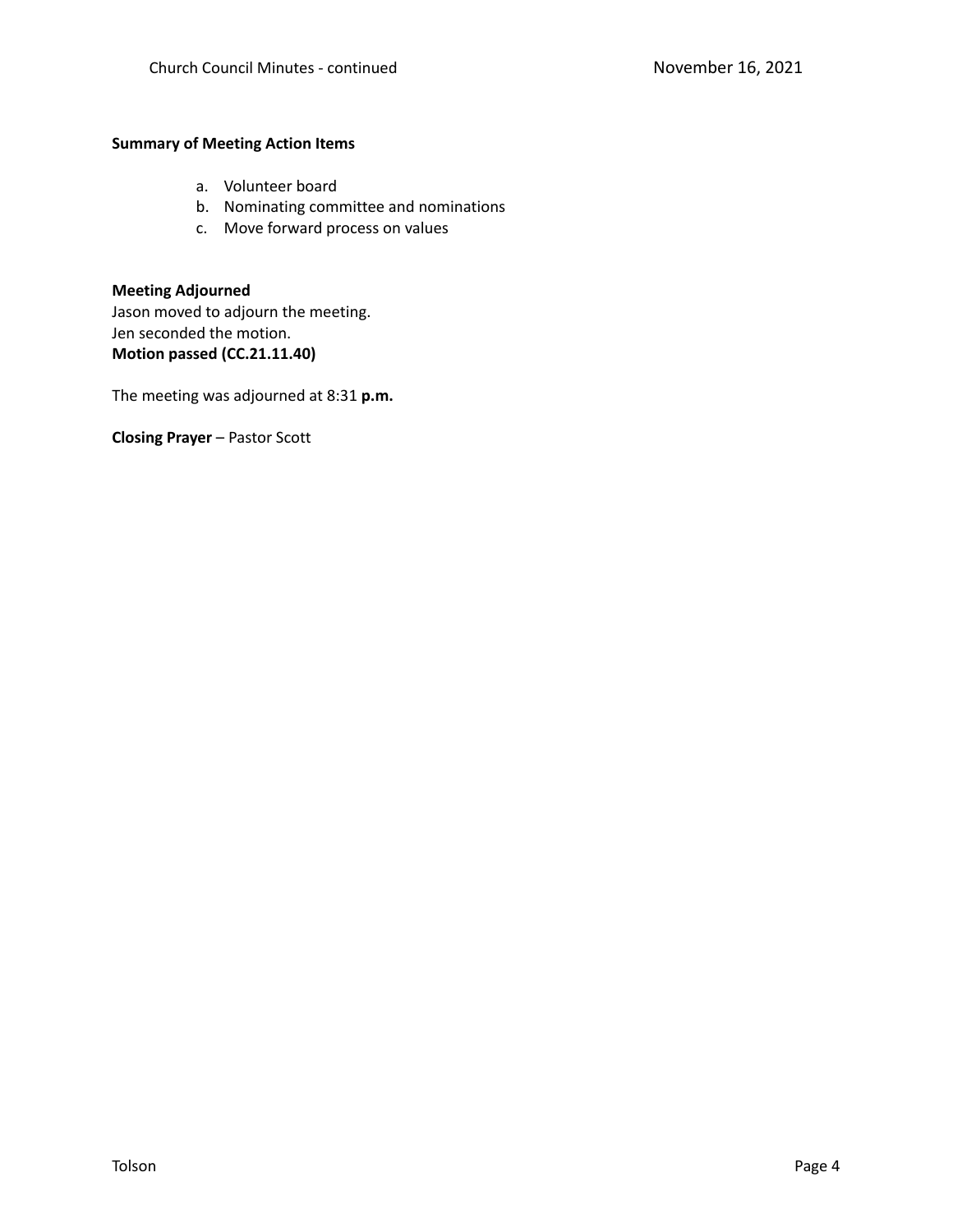**Summary of Meeting Action Items**

a. Volunteer board
b. Nominating committee and nominations
c. Move forward process on values

**Meeting Adjourned**
Jason moved to adjourn the meeting.
Jen seconded the motion.
**Motion passed (CC.21.11.40)**

The meeting was adjourned at 8:31 **p.m.**

**Closing Prayer** – Pastor Scott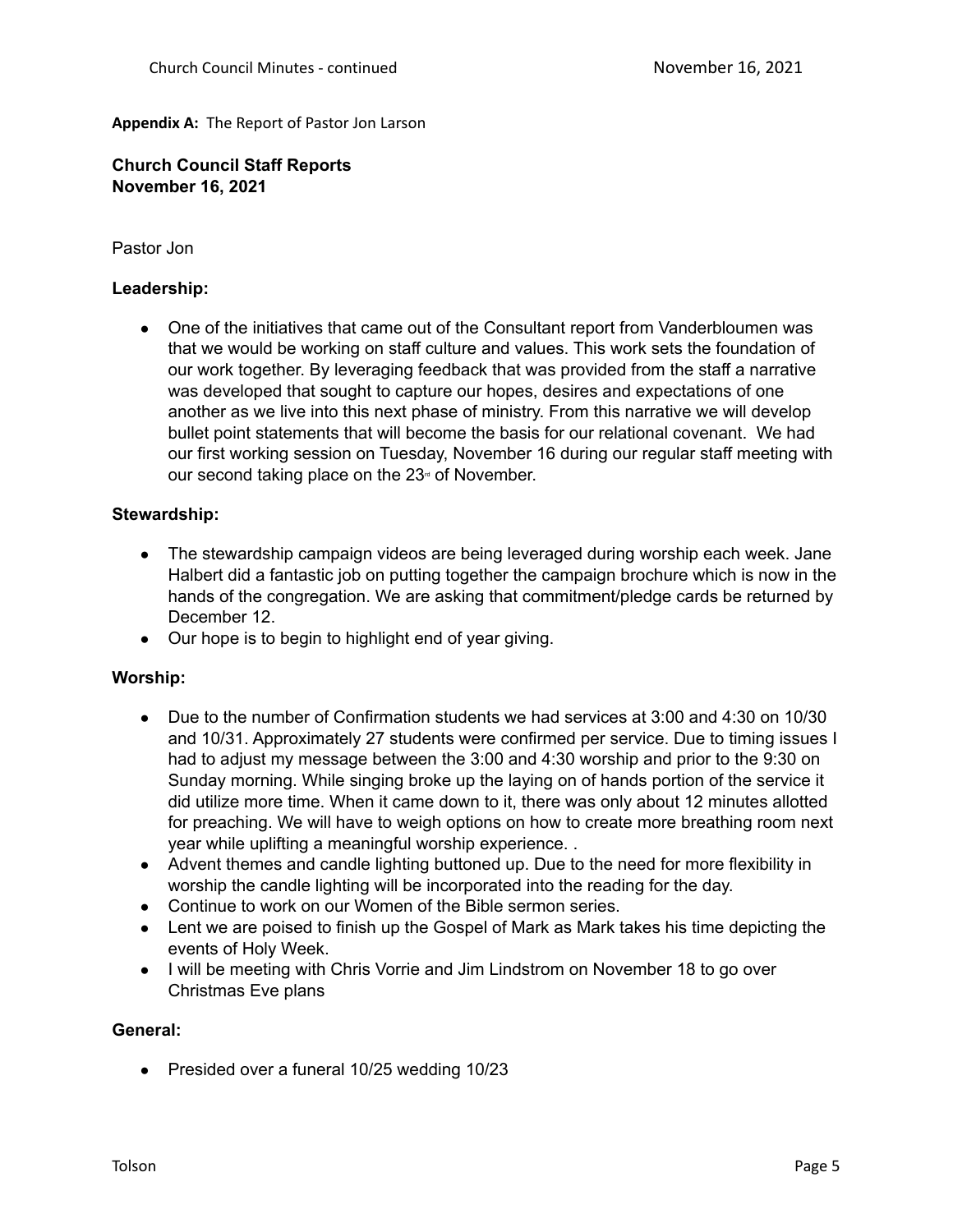**Appendix A:** The Report of Pastor Jon Larson

**Church Council Staff Reports**
**November 16, 2021**

Pastor Jon

**Leadership:**

- One of the initiatives that came out of the Consultant report from Vanderbloumen was that we would be working on staff culture and values. This work sets the foundation of our work together. By leveraging feedback that was provided from the staff a narrative was developed that sought to capture our hopes, desires and expectations of one another as we live into this next phase of ministry. From this narrative we will develop bullet point statements that will become the basis for our relational covenant. We had our first working session on Tuesday, November 16 during our regular staff meeting with our second taking place on the 23rd of November.

**Stewardship:**

- The stewardship campaign videos are being leveraged during worship each week. Jane Halbert did a fantastic job on putting together the campaign brochure which is now in the hands of the congregation. We are asking that commitment/pledge cards be returned by December 12.
- Our hope is to begin to highlight end of year giving.

**Worship:**

- Due to the number of Confirmation students we had services at 3:00 and 4:30 on 10/30 and 10/31. Approximately 27 students were confirmed per service. Due to timing issues I had to adjust my message between the 3:00 and 4:30 worship and prior to the 9:30 on Sunday morning. While singing broke up the laying on of hands portion of the service it did utilize more time. When it came down to it, there was only about 12 minutes allotted for preaching. We will have to weigh options on how to create more breathing room next year while uplifting a meaningful worship experience. .
- Advent themes and candle lighting buttoned up. Due to the need for more flexibility in worship the candle lighting will be incorporated into the reading for the day.
- Continue to work on our Women of the Bible sermon series.
- Lent we are poised to finish up the Gospel of Mark as Mark takes his time depicting the events of Holy Week.
- I will be meeting with Chris Vorrie and Jim Lindstrom on November 18 to go over Christmas Eve plans

**General:**

- Presided over a funeral 10/25 wedding 10/23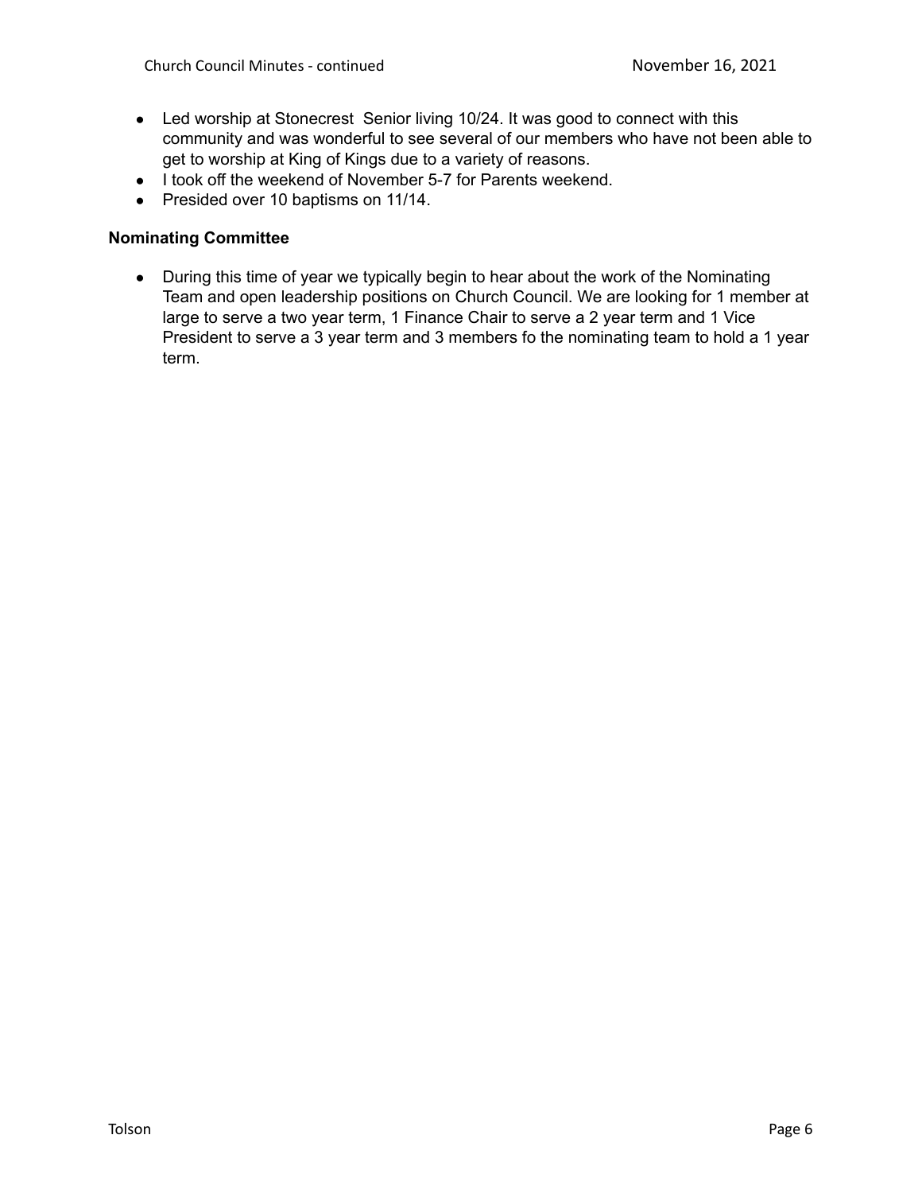- Led worship at Stonecrest Senior living 10/24. It was good to connect with this community and was wonderful to see several of our members who have not been able to get to worship at King of Kings due to a variety of reasons.
- I took off the weekend of November 5-7 for Parents weekend.
- Presided over 10 baptisms on 11/14.

**Nominating Committee**

- During this time of year we typically begin to hear about the work of the Nominating Team and open leadership positions on Church Council. We are looking for 1 member at large to serve a two year term, 1 Finance Chair to serve a 2 year term and 1 Vice President to serve a 3 year term and 3 members fo the nominating team to hold a 1 year term.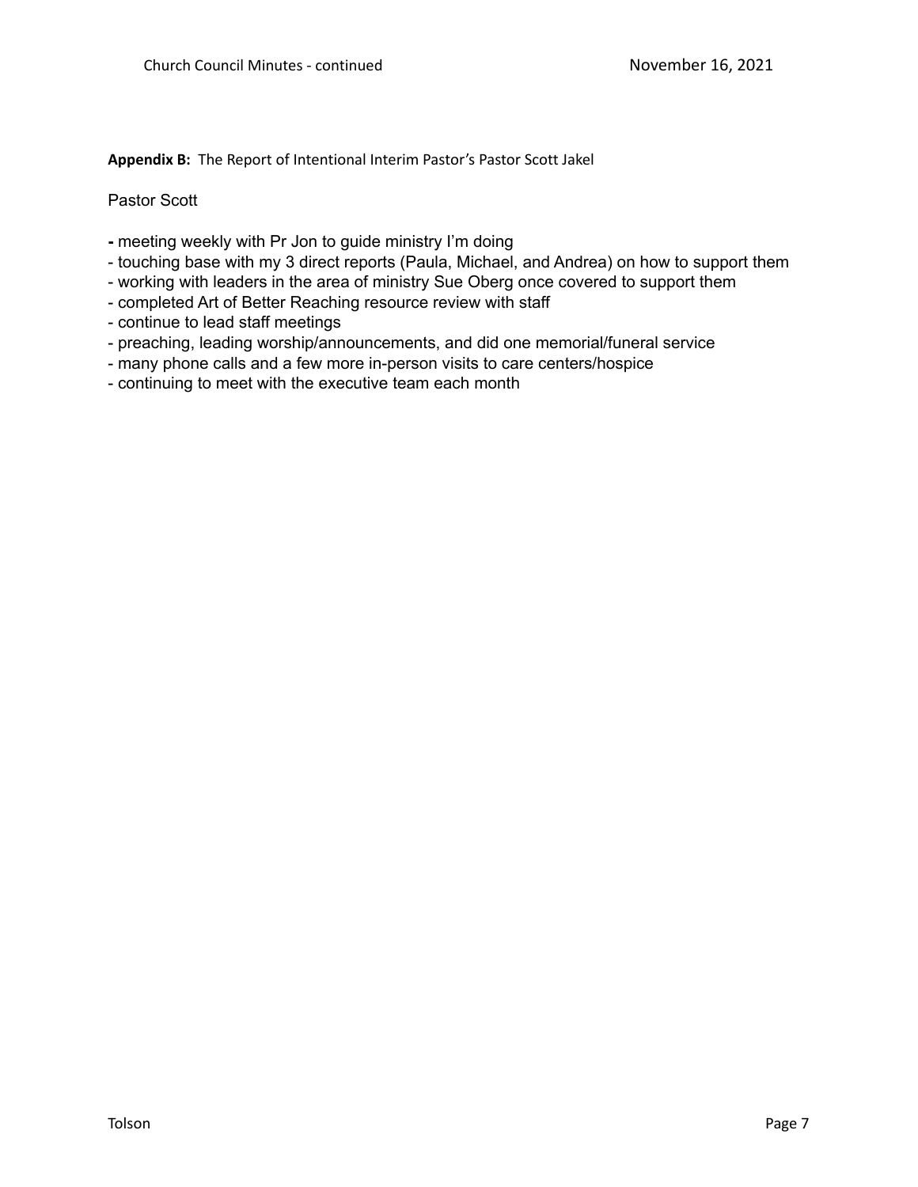**Appendix B:** The Report of Intentional Interim Pastor's Pastor Scott Jakel

Pastor Scott

- meeting weekly with Pr Jon to guide ministry I'm doing
- touching base with my 3 direct reports (Paula, Michael, and Andrea) on how to support them
- working with leaders in the area of ministry Sue Oberg once covered to support them
- completed Art of Better Reaching resource review with staff
- continue to lead staff meetings
- preaching, leading worship/announcements, and did one memorial/funeral service
- many phone calls and a few more in-person visits to care centers/hospice
- continuing to meet with the executive team each month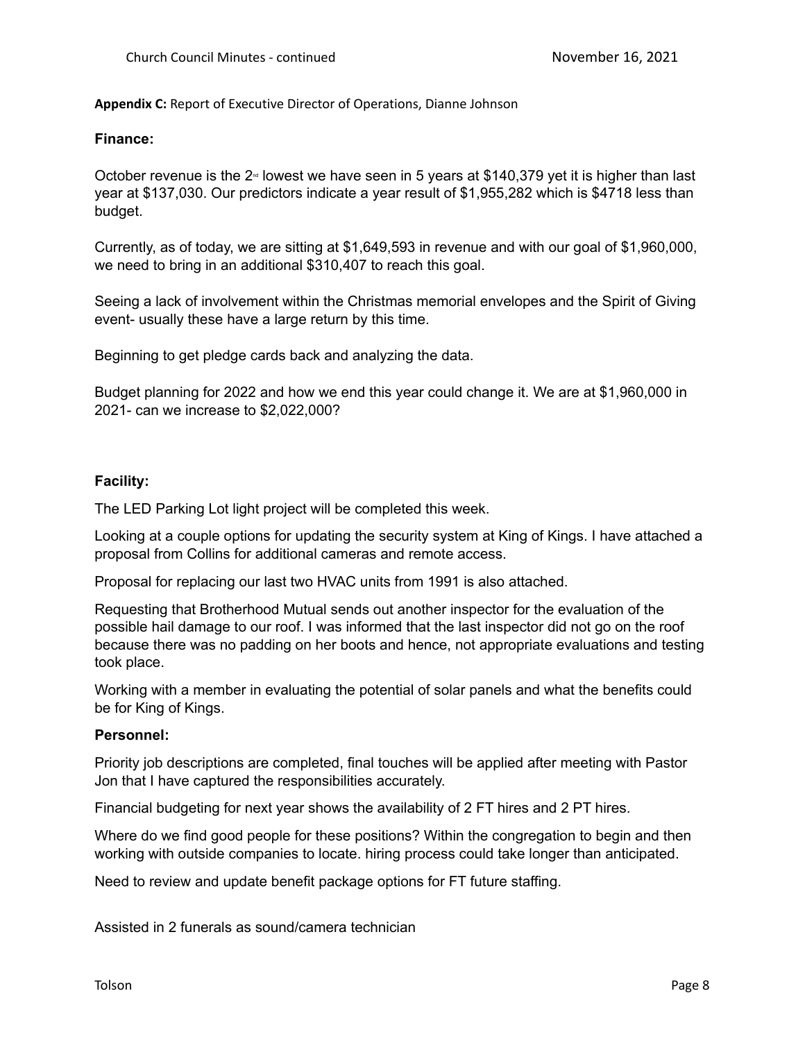**Appendix C:** Report of Executive Director of Operations, Dianne Johnson

**Finance:**

October revenue is the 2nd lowest we have seen in 5 years at $140,379 yet it is higher than last year at $137,030. Our predictors indicate a year result of $1,955,282 which is $4718 less than budget.

Currently, as of today, we are sitting at $1,649,593 in revenue and with our goal of $1,960,000, we need to bring in an additional $310,407 to reach this goal.

Seeing a lack of involvement within the Christmas memorial envelopes and the Spirit of Giving event- usually these have a large return by this time.

Beginning to get pledge cards back and analyzing the data.

Budget planning for 2022 and how we end this year could change it. We are at $1,960,000 in 2021- can we increase to $2,022,000?

**Facility:**

The LED Parking Lot light project will be completed this week.

Looking at a couple options for updating the security system at King of Kings. I have attached a proposal from Collins for additional cameras and remote access.

Proposal for replacing our last two HVAC units from 1991 is also attached.

Requesting that Brotherhood Mutual sends out another inspector for the evaluation of the possible hail damage to our roof. I was informed that the last inspector did not go on the roof because there was no padding on her boots and hence, not appropriate evaluations and testing took place.

Working with a member in evaluating the potential of solar panels and what the benefits could be for King of Kings.

**Personnel:**

Priority job descriptions are completed, final touches will be applied after meeting with Pastor Jon that I have captured the responsibilities accurately.

Financial budgeting for next year shows the availability of 2 FT hires and 2 PT hires.

Where do we find good people for these positions? Within the congregation to begin and then working with outside companies to locate. hiring process could take longer than anticipated.

Need to review and update benefit package options for FT future staffing.

Assisted in 2 funerals as sound/camera technician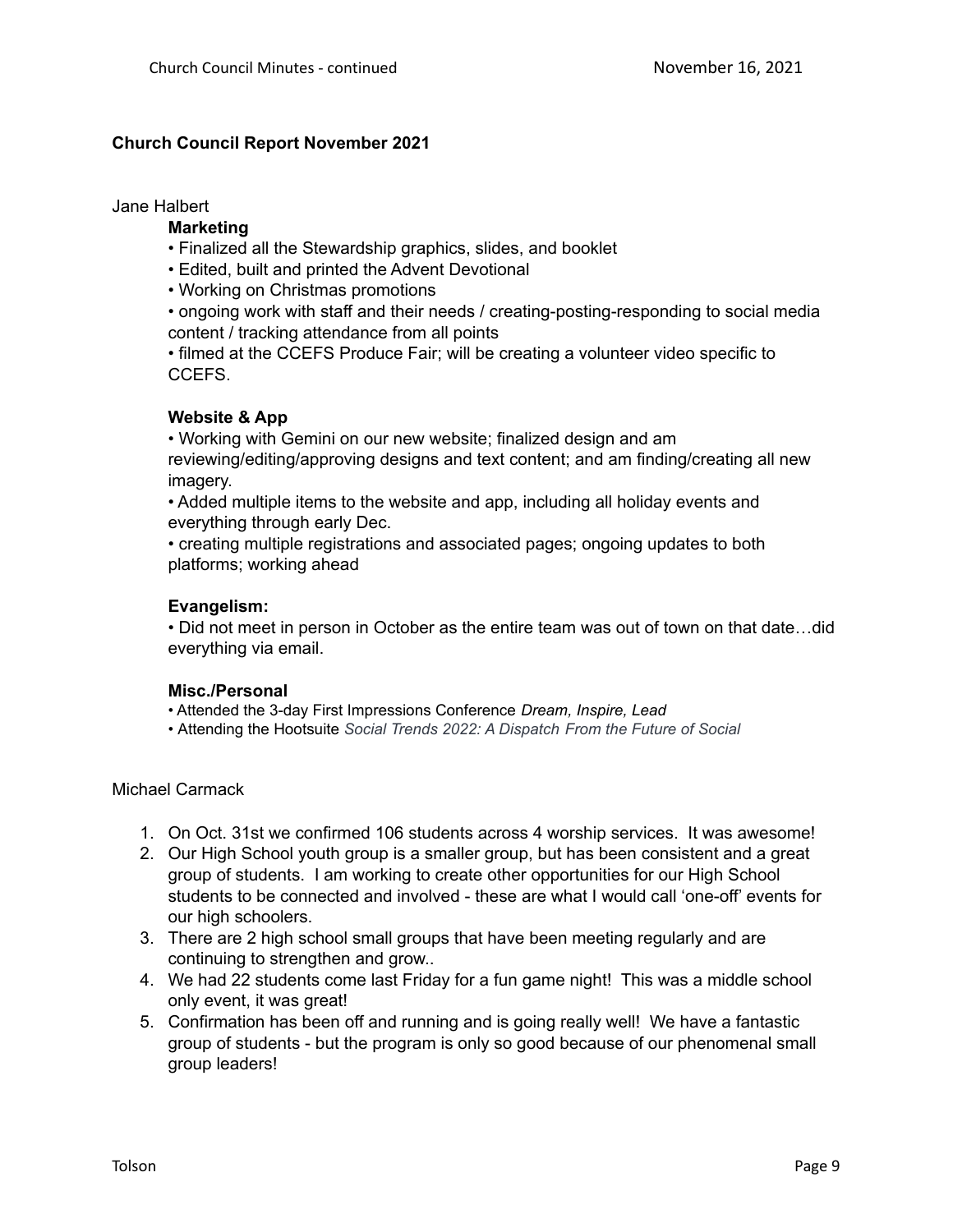## Church Council Report November 2021

Jane Halbert

**Marketing**

- Finalized all the Stewardship graphics, slides, and booklet
- Edited, built and printed the Advent Devotional
- Working on Christmas promotions
- ongoing work with staff and their needs / creating-posting-responding to social media content / tracking attendance from all points
- filmed at the CCEFS Produce Fair; will be creating a volunteer video specific to CCEFS.

**Website & App**

- Working with Gemini on our new website; finalized design and am reviewing/editing/approving designs and text content; and am finding/creating all new imagery.
- Added multiple items to the website and app, including all holiday events and everything through early Dec.
- creating multiple registrations and associated pages; ongoing updates to both platforms; working ahead

**Evangelism:**

- Did not meet in person in October as the entire team was out of town on that date…did everything via email.

**Misc./Personal**

- Attended the 3-day First Impressions Conference *Dream, Inspire, Lead*
- Attending the Hootsuite *Social Trends 2022: A Dispatch From the Future of Social*

Michael Carmack

1. On Oct. 31st we confirmed 106 students across 4 worship services. It was awesome!
2. Our High School youth group is a smaller group, but has been consistent and a great group of students. I am working to create other opportunities for our High School students to be connected and involved - these are what I would call 'one-off' events for our high schoolers.
3. There are 2 high school small groups that have been meeting regularly and are continuing to strengthen and grow..
4. We had 22 students come last Friday for a fun game night! This was a middle school only event, it was great!
5. Confirmation has been off and running and is going really well! We have a fantastic group of students - but the program is only so good because of our phenomenal small group leaders!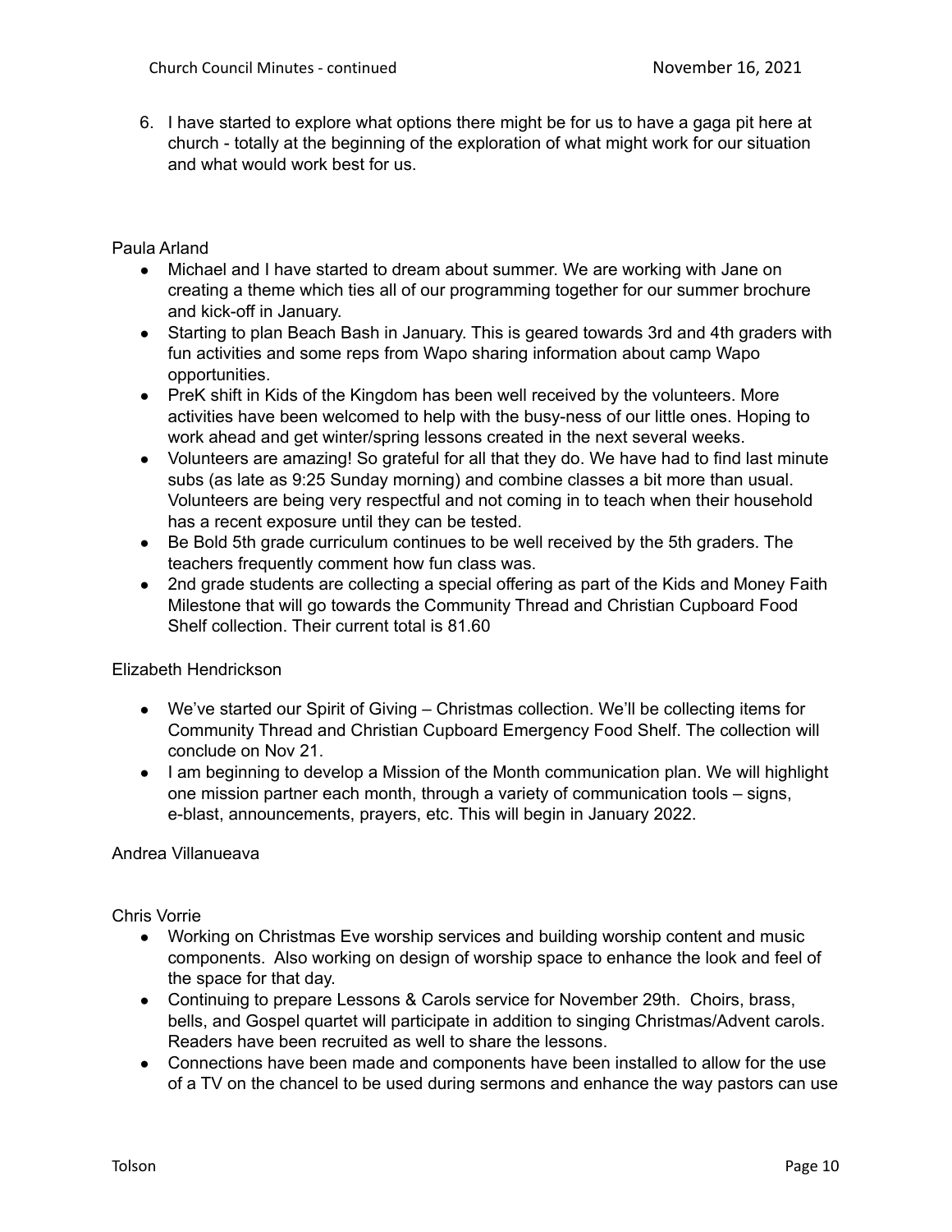6. I have started to explore what options there might be for us to have a gaga pit here at church - totally at the beginning of the exploration of what might work for our situation and what would work best for us.

Paula Arland

- Michael and I have started to dream about summer. We are working with Jane on creating a theme which ties all of our programming together for our summer brochure and kick-off in January.
- Starting to plan Beach Bash in January. This is geared towards 3rd and 4th graders with fun activities and some reps from Wapo sharing information about camp Wapo opportunities.
- PreK shift in Kids of the Kingdom has been well received by the volunteers. More activities have been welcomed to help with the busy-ness of our little ones. Hoping to work ahead and get winter/spring lessons created in the next several weeks.
- Volunteers are amazing! So grateful for all that they do. We have had to find last minute subs (as late as 9:25 Sunday morning) and combine classes a bit more than usual. Volunteers are being very respectful and not coming in to teach when their household has a recent exposure until they can be tested.
- Be Bold 5th grade curriculum continues to be well received by the 5th graders. The teachers frequently comment how fun class was.
- 2nd grade students are collecting a special offering as part of the Kids and Money Faith Milestone that will go towards the Community Thread and Christian Cupboard Food Shelf collection. Their current total is 81.60

Elizabeth Hendrickson

- We've started our Spirit of Giving – Christmas collection. We'll be collecting items for Community Thread and Christian Cupboard Emergency Food Shelf. The collection will conclude on Nov 21.
- I am beginning to develop a Mission of the Month communication plan. We will highlight one mission partner each month, through a variety of communication tools – signs, e-blast, announcements, prayers, etc. This will begin in January 2022.

Andrea Villanueava

Chris Vorrie

- Working on Christmas Eve worship services and building worship content and music components. Also working on design of worship space to enhance the look and feel of the space for that day.
- Continuing to prepare Lessons & Carols service for November 29th. Choirs, brass, bells, and Gospel quartet will participate in addition to singing Christmas/Advent carols. Readers have been recruited as well to share the lessons.
- Connections have been made and components have been installed to allow for the use of a TV on the chancel to be used during sermons and enhance the way pastors can use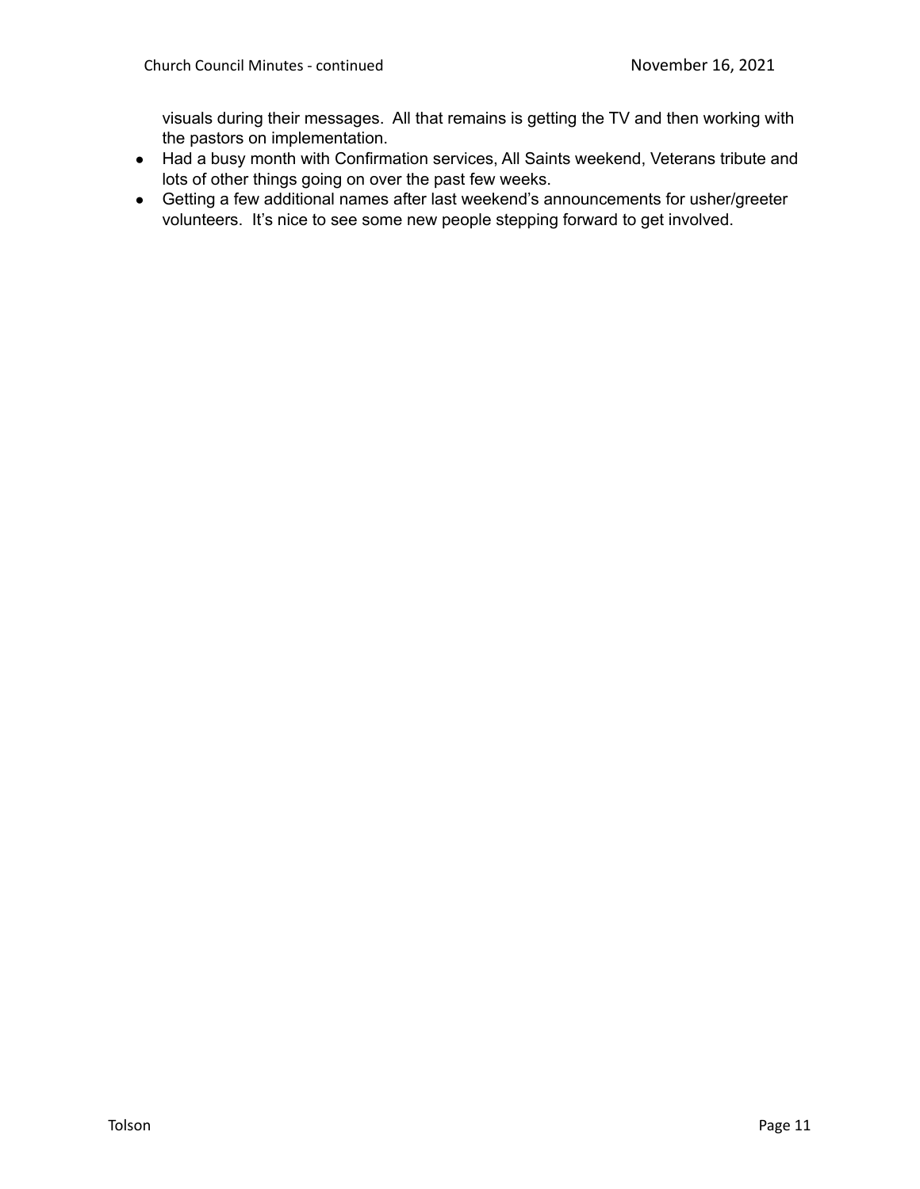visuals during their messages. All that remains is getting the TV and then working with the pastors on implementation.

- Had a busy month with Confirmation services, All Saints weekend, Veterans tribute and lots of other things going on over the past few weeks.
- Getting a few additional names after last weekend's announcements for usher/greeter volunteers. It's nice to see some new people stepping forward to get involved.